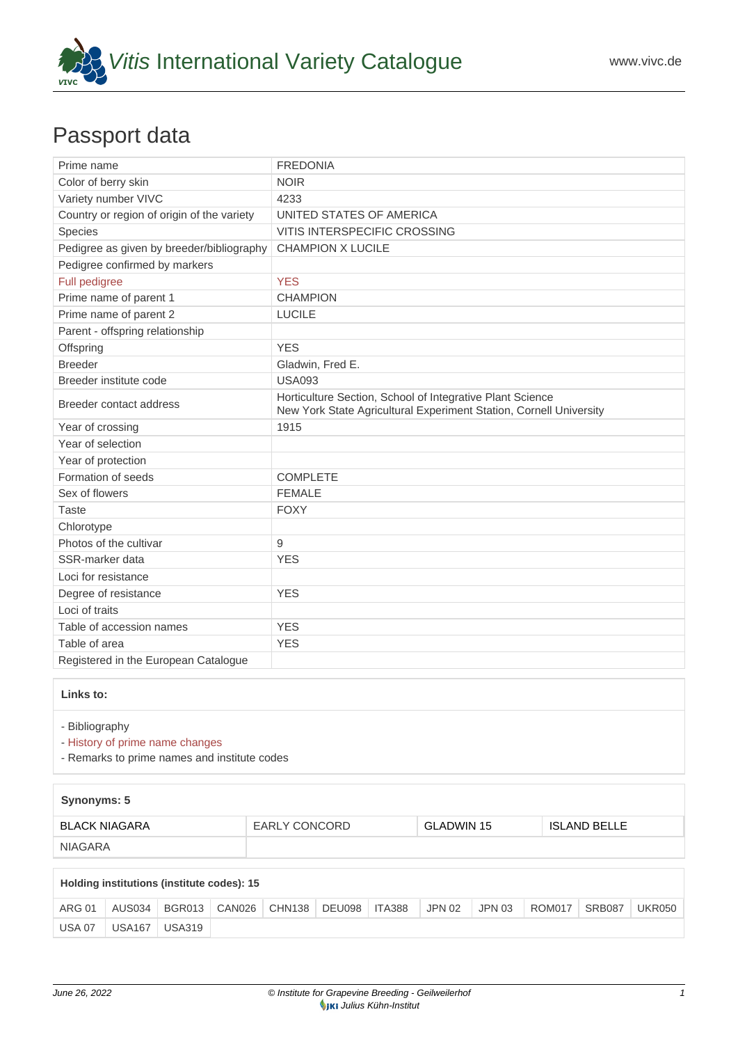# *Vitis* International Variety Catalogue

www.vivc.de

## Passport data

| | |
|---|---|
| Prime name | FREDONIA |
| Color of berry skin | NOIR |
| Variety number VIVC | 4233 |
| Country or region of origin of the variety | UNITED STATES OF AMERICA |
| Species | VITIS INTERSPECIFIC CROSSING |
| Pedigree as given by breeder/bibliography | CHAMPION X LUCILE |
| Pedigree confirmed by markers | |
| Full pedigree | YES |
| Prime name of parent 1 | CHAMPION |
| Prime name of parent 2 | LUCILE |
| Parent - offspring relationship | |
| Offspring | YES |
| Breeder | Gladwin, Fred E. |
| Breeder institute code | USA093 |
| Breeder contact address | Horticulture Section, School of Integrative Plant Science<br>New York State Agricultural Experiment Station, Cornell University |
| Year of crossing | 1915 |
| Year of selection | |
| Year of protection | |
| Formation of seeds | COMPLETE |
| Sex of flowers | FEMALE |
| Taste | FOXY |
| Chlorotype | |
| Photos of the cultivar | 9 |
| SSR-marker data | YES |
| Loci for resistance | |
| Degree of resistance | YES |
| Loci of traits | |
| Table of accession names | YES |
| Table of area | YES |
| Registered in the European Catalogue | |

**Links to:**

- Bibliography
- History of prime name changes
- Remarks to prime names and institute codes

**Synonyms: 5**

| | | | |
|---|---|---|---|
| BLACK NIAGARA | EARLY CONCORD | GLADWIN 15 | ISLAND BELLE |
| NIAGARA | | | |

**Holding institutions (institute codes): 15**

| | | | | | | | | | | | |
|---|---|---|---|---|---|---|---|---|---|---|---|
| ARG 01 | AUS034 | BGR013 | CAN026 | CHN138 | DEU098 | ITA388 | JPN 02 | JPN 03 | ROM017 | SRB087 | UKR050 |
| USA 07 | USA167 | USA319 | | | | | | | | | |

June 26, 2022 — © Institute for Grapevine Breeding - Geilweilerhof — Julius Kühn-Institut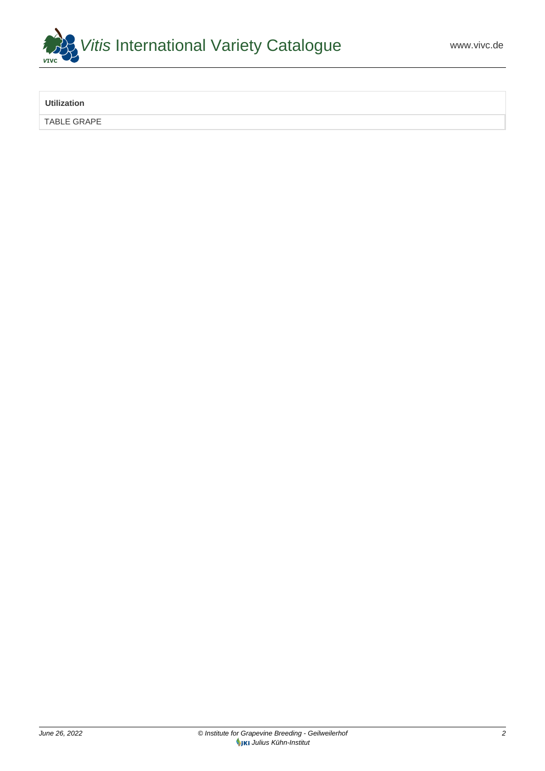| Utilization |
| --- |
| TABLE GRAPE |